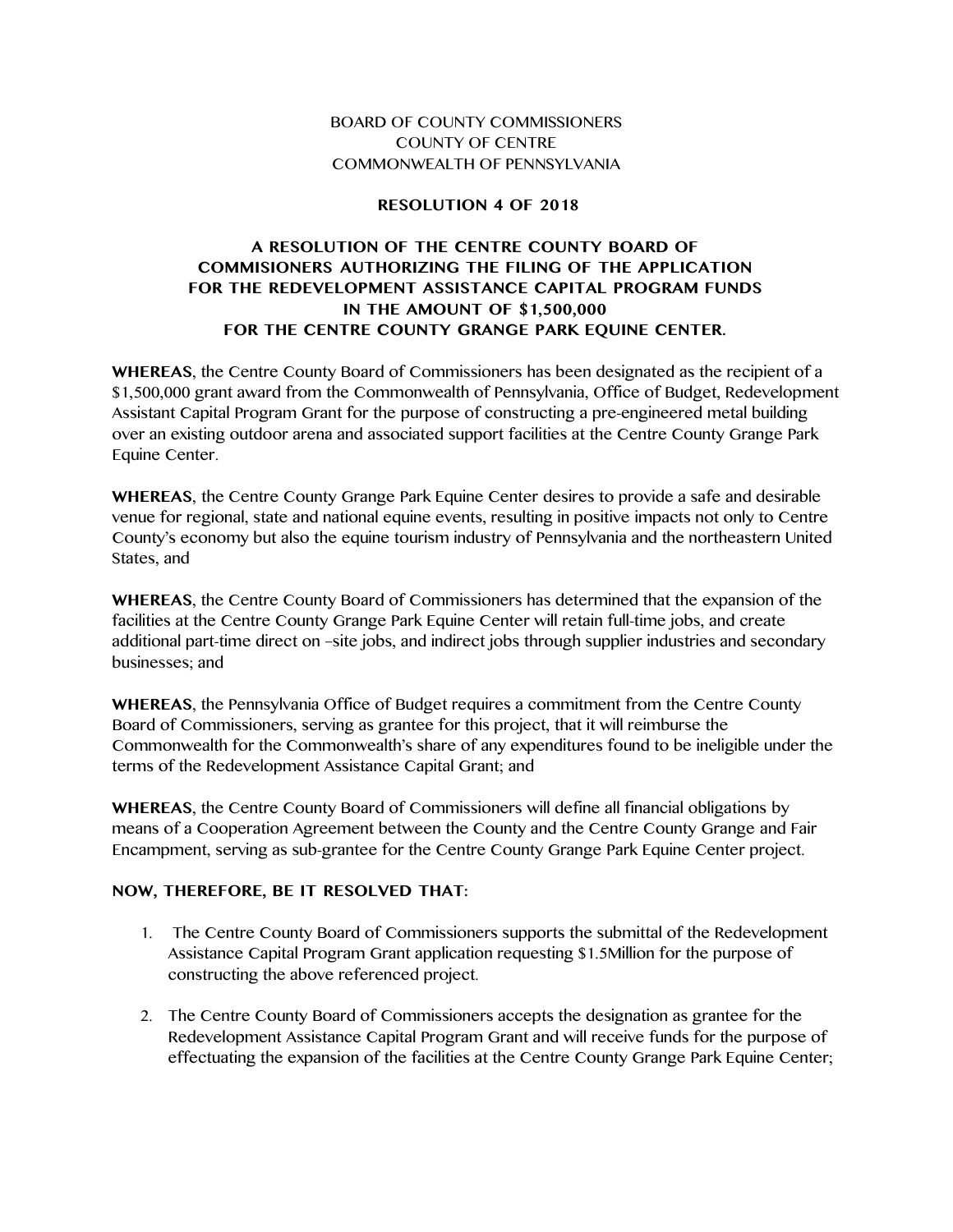BOARD OF COUNTY COMMISSIONERS
COUNTY OF CENTRE
COMMONWEALTH OF PENNSYLVANIA

**RESOLUTION 4 OF 2018**

**A RESOLUTION OF THE CENTRE COUNTY BOARD OF COMMISIONERS AUTHORIZING THE FILING OF THE APPLICATION FOR THE REDEVELOPMENT ASSISTANCE CAPITAL PROGRAM FUNDS IN THE AMOUNT OF $1,500,000 FOR THE CENTRE COUNTY GRANGE PARK EQUINE CENTER.**

**WHEREAS**, the Centre County Board of Commissioners has been designated as the recipient of a $1,500,000 grant award from the Commonwealth of Pennsylvania, Office of Budget, Redevelopment Assistant Capital Program Grant for the purpose of constructing a pre-engineered metal building over an existing outdoor arena and associated support facilities at the Centre County Grange Park Equine Center.

**WHEREAS**, the Centre County Grange Park Equine Center desires to provide a safe and desirable venue for regional, state and national equine events, resulting in positive impacts not only to Centre County's economy but also the equine tourism industry of Pennsylvania and the northeastern United States, and

**WHEREAS**, the Centre County Board of Commissioners has determined that the expansion of the facilities at the Centre County Grange Park Equine Center will retain full-time jobs, and create additional part-time direct on –site jobs, and indirect jobs through supplier industries and secondary businesses; and

**WHEREAS**, the Pennsylvania Office of Budget requires a commitment from the Centre County Board of Commissioners, serving as grantee for this project, that it will reimburse the Commonwealth for the Commonwealth's share of any expenditures found to be ineligible under the terms of the Redevelopment Assistance Capital Grant; and

**WHEREAS**, the Centre County Board of Commissioners will define all financial obligations by means of a Cooperation Agreement between the County and the Centre County Grange and Fair Encampment, serving as sub-grantee for the Centre County Grange Park Equine Center project.

**NOW, THEREFORE, BE IT RESOLVED THAT:**

1. The Centre County Board of Commissioners supports the submittal of the Redevelopment Assistance Capital Program Grant application requesting $1.5Million for the purpose of constructing the above referenced project.

2. The Centre County Board of Commissioners accepts the designation as grantee for the Redevelopment Assistance Capital Program Grant and will receive funds for the purpose of effectuating the expansion of the facilities at the Centre County Grange Park Equine Center;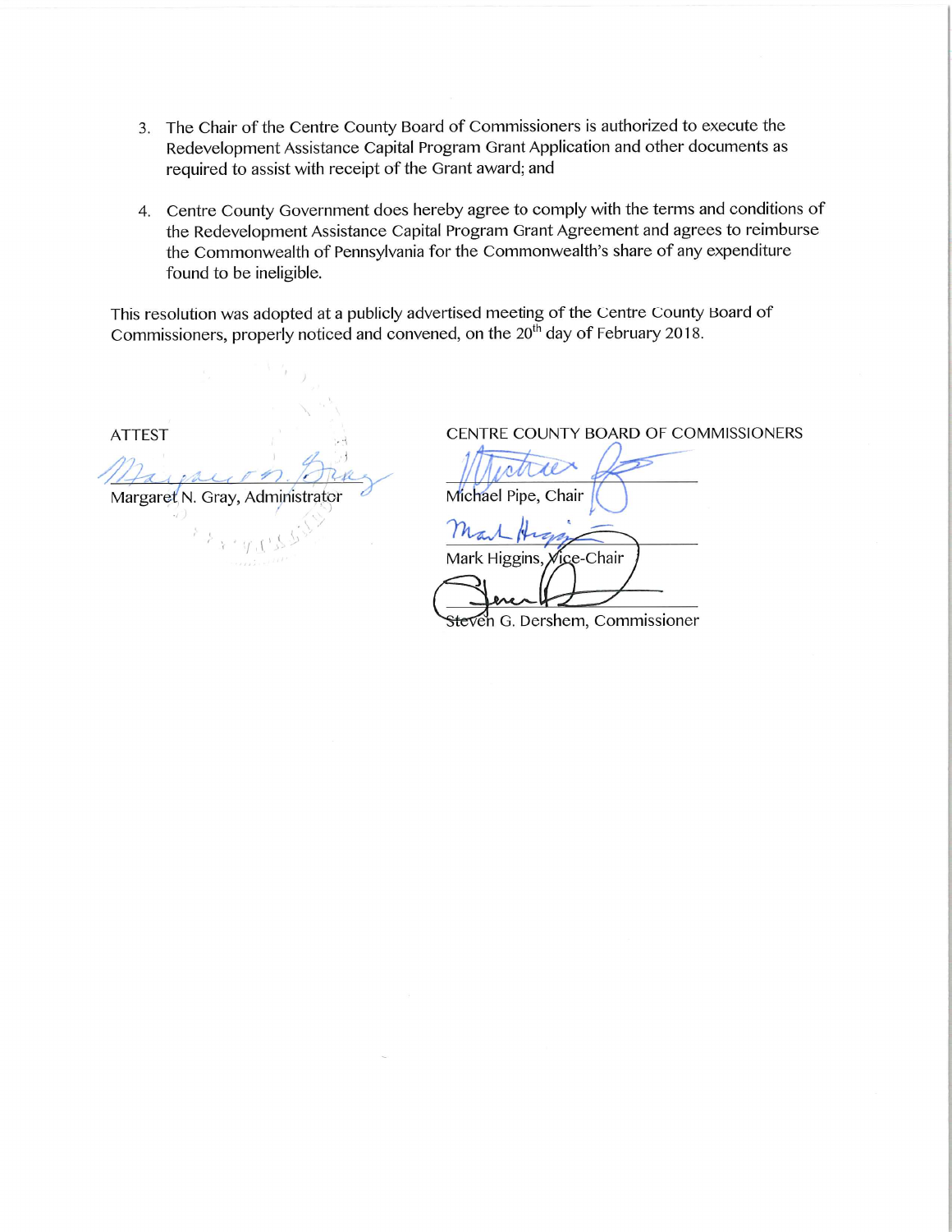3. The Chair of the Centre County Board of Commissioners is authorized to execute the Redevelopment Assistance Capital Program Grant Application and other documents as required to assist with receipt of the Grant award; and

4. Centre County Government does hereby agree to comply with the terms and conditions of the Redevelopment Assistance Capital Program Grant Agreement and agrees to reimburse the Commonwealth of Pennsylvania for the Commonwealth's share of any expenditure found to be ineligible.

This resolution was adopted at a publicly advertised meeting of the Centre County Board of Commissioners, properly noticed and convened, on the 20th day of February 2018.

ATTEST

Margaret N. Gray, Administrator

CENTRE COUNTY BOARD OF COMMISSIONERS

Michael Pipe, Chair

Mark Higgins, Vice-Chair

Steven G. Dershem, Commissioner